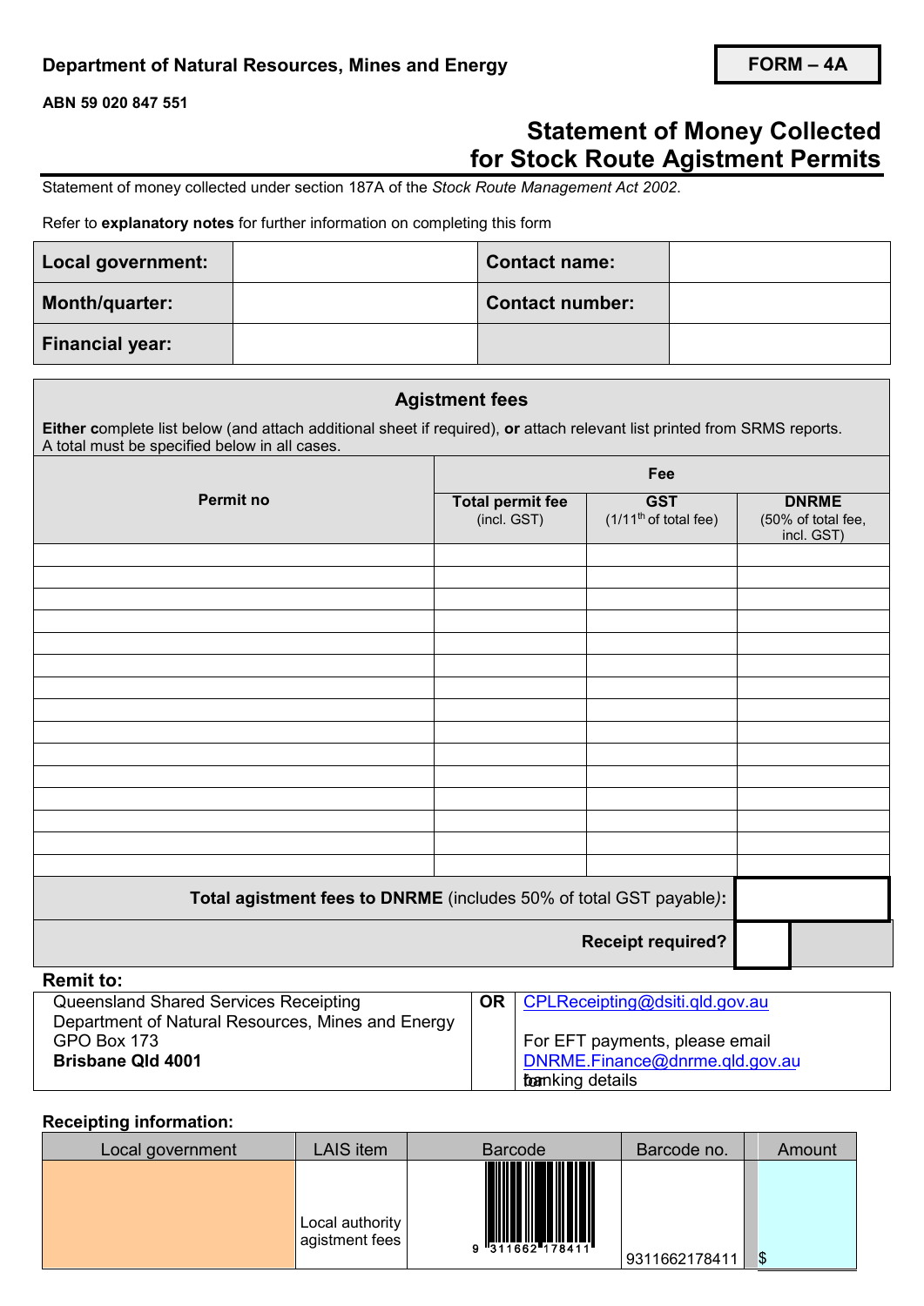Department of Natural Resources, Mines and Energy

**FORM – 4A**

ABN 59 020 847 551

# Statement of Money Collected for Stock Route Agistment Permits

Statement of money collected under section 187A of the *Stock Route Management Act 2002*.

Refer to **explanatory notes** for further information on completing this form

| **Local government:** | | **Contact name:** | |
|---|---|---|---|
| **Month/quarter:** | | **Contact number:** | |
| **Financial year:** | | | |

## Agistment fees

**Either** complete list below (and attach additional sheet if required), **or** attach relevant list printed from SRMS reports. A total must be specified below in all cases.

| Permit no | Fee | | |
|---|---|---|---|
| | **Total permit fee** (incl. GST) | **GST** (1/11th of total fee) | **DNRME** (50% of total fee, incl. GST) |
| | | | |
| | | | |
| | | | |
| | | | |
| | | | |
| | | | |
| | | | |
| | | | |
| | | | |
| | | | |
| | | | |
| | | | |
| | | | |
| | | | |
| | | | |
| **Total agistment fees to DNRME** (includes 50% of total GST payable): | | | |
| **Receipt required?** | | | |

**Remit to:**

| Queensland Shared Services Receipting<br>Department of Natural Resources, Mines and Energy<br>GPO Box 173<br>**Brisbane Qld 4001** | **OR** | CPLReceipting@dsiti.qld.gov.au<br><br>For EFT payments, please email DNRME.Finance@dnrme.qld.gov.au for banking details |
|---|---|---|

**Receipting information:**

| Local government | LAIS item | Barcode | Barcode no. | Amount |
|---|---|---|---|---|
| | Local authority agistment fees | 9 311662 178411 | 9311662178411 | $ |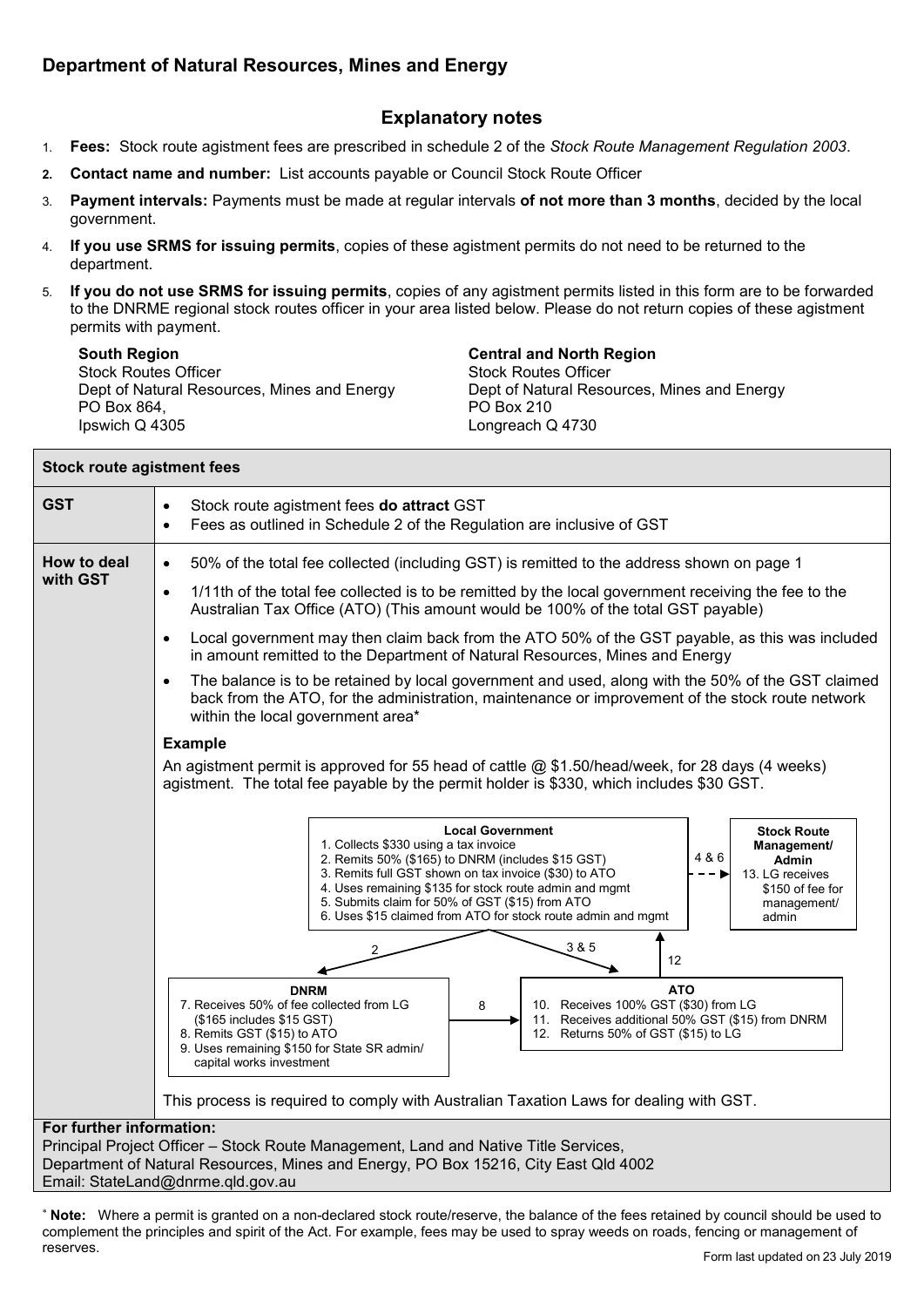## Department of Natural Resources, Mines and Energy

### Explanatory notes

1. **Fees:** Stock route agistment fees are prescribed in schedule 2 of the *Stock Route Management Regulation 2003*.
2. **Contact name and number:** List accounts payable or Council Stock Route Officer
3. **Payment intervals:** Payments must be made at regular intervals **of not more than 3 months**, decided by the local government.
4. **If you use SRMS for issuing permits**, copies of these agistment permits do not need to be returned to the department.
5. **If you do not use SRMS for issuing permits**, copies of any agistment permits listed in this form are to be forwarded to the DNRME regional stock routes officer in your area listed below. Please do not return copies of these agistment permits with payment.

**South Region**
Stock Routes Officer
Dept of Natural Resources, Mines and Energy
PO Box 864,
Ipswich Q 4305

**Central and North Region**
Stock Routes Officer
Dept of Natural Resources, Mines and Energy
PO Box 210
Longreach Q 4730

| **Stock route agistment fees** | |
|---|---|
| **GST** | • Stock route agistment fees **do attract** GST<br>• Fees as outlined in Schedule 2 of the Regulation are inclusive of GST |
| **How to deal with GST** | • 50% of the total fee collected (including GST) is remitted to the address shown on page 1<br>• 1/11th of the total fee collected is to be remitted by the local government receiving the fee to the Australian Tax Office (ATO) (This amount would be 100% of the total GST payable)<br>• Local government may then claim back from the ATO 50% of the GST payable, as this was included in amount remitted to the Department of Natural Resources, Mines and Energy<br>• The balance is to be retained by local government and used, along with the 50% of the GST claimed back from the ATO, for the administration, maintenance or improvement of the stock route network within the local government area* |

**Example**

An agistment permit is approved for 55 head of cattle @ $1.50/head/week, for 28 days (4 weeks) agistment. The total fee payable by the permit holder is $330, which includes $30 GST.

**Local Government**
1. Collects $330 using a tax invoice
2. Remits 50% ($165) to DNRM (includes $15 GST)
3. Remits full GST shown on tax invoice ($30) to ATO
4. Uses remaining $135 for stock route admin and mgmt
5. Submits claim for 50% of GST ($15) from ATO
6. Uses $15 claimed from ATO for stock route admin and mgmt

4 & 6

**Stock Route Management/ Admin**
13. LG receives $150 of fee for management/ admin

2

3 & 5

12

**DNRM**
7. Receives 50% of fee collected from LG ($165 includes $15 GST)
8. Remits GST ($15) to ATO
9. Uses remaining $150 for State SR admin/ capital works investment

8

**ATO**
10. Receives 100% GST ($30) from LG
11. Receives additional 50% GST ($15) from DNRM
12. Returns 50% of GST ($15) to LG

This process is required to comply with Australian Taxation Laws for dealing with GST.

**For further information:**
Principal Project Officer – Stock Route Management, Land and Native Title Services,
Department of Natural Resources, Mines and Energy, PO Box 15216, City East Qld 4002
Email: StateLand@dnrme.qld.gov.au

* **Note:** Where a permit is granted on a non-declared stock route/reserve, the balance of the fees retained by council should be used to complement the principles and spirit of the Act. For example, fees may be used to spray weeds on roads, fencing or management of reserves.

Form last updated on 23 July 2019